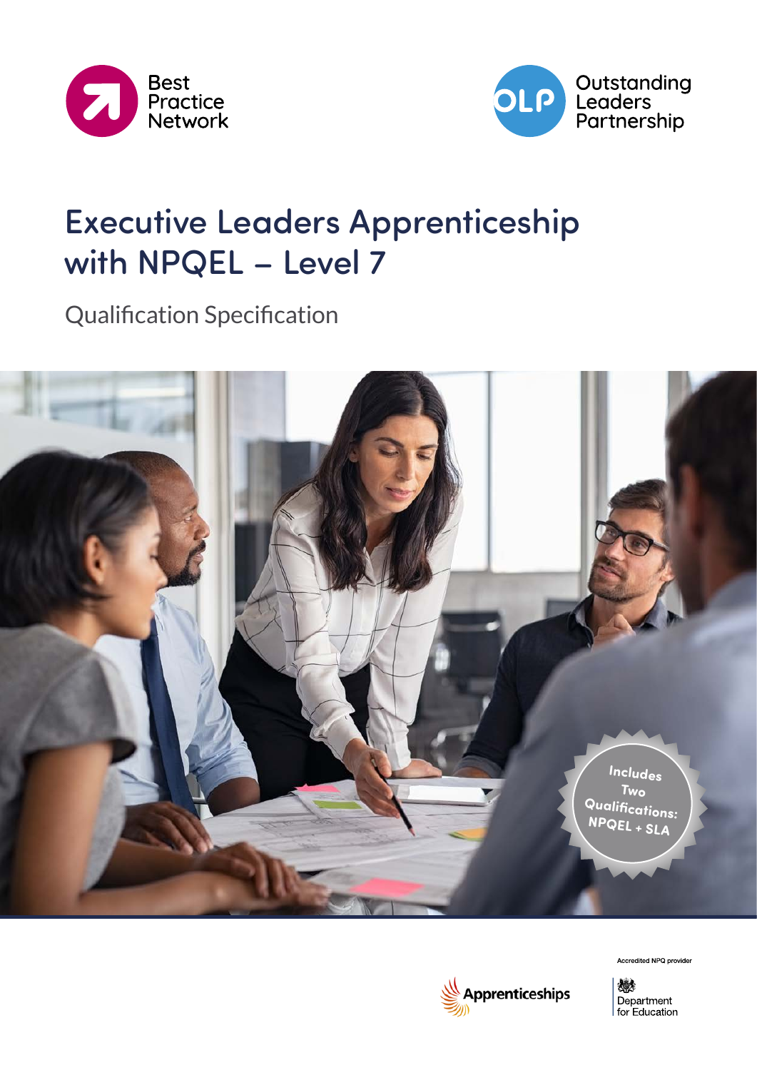Best Practice Network

Outstanding Leaders Partnership

# Executive Leaders Apprenticeship with NPQEL – Level 7

## Qualification Specification

Includes Two Qualifications: NPQEL + SLA

Apprenticeships

Accredited NPQ provider

Department for Education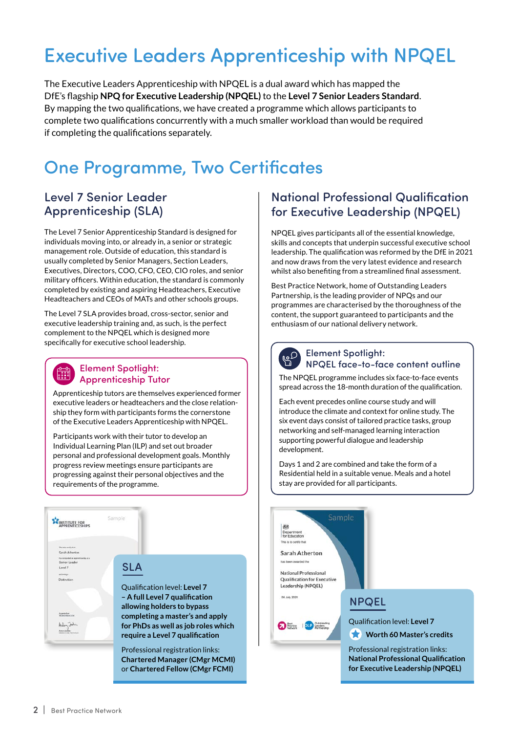# Executive Leaders Apprenticeship with NPQEL

The Executive Leaders Apprenticeship with NPQEL is a dual award which has mapped the DfE's flagship **NPQ for Executive Leadership (NPQEL)** to the **Level 7 Senior Leaders Standard**. By mapping the two qualifications, we have created a programme which allows participants to complete two qualifications concurrently with a much smaller workload than would be required if completing the qualifications separately.

## One Programme, Two Certificates

### Level 7 Senior Leader Apprenticeship (SLA)

The Level 7 Senior Apprenticeship Standard is designed for individuals moving into, or already in, a senior or strategic management role. Outside of education, this standard is usually completed by Senior Managers, Section Leaders, Executives, Directors, COO, CFO, CEO, CIO roles, and senior military officers. Within education, the standard is commonly completed by existing and aspiring Headteachers, Executive Headteachers and CEOs of MATs and other schools groups.

The Level 7 SLA provides broad, cross-sector, senior and executive leadership training and, as such, is the perfect complement to the NPQEL which is designed more specifically for executive school leadership.

#### Element Spotlight: Apprenticeship Tutor

Apprenticeship tutors are themselves experienced former executive leaders or headteachers and the close relationship they form with participants forms the cornerstone of the Executive Leaders Apprenticeship with NPQEL.

Participants work with their tutor to develop an Individual Learning Plan (ILP) and set out broader personal and professional development goals. Monthly progress review meetings ensure participants are progressing against their personal objectives and the requirements of the programme.

#### SLA

Qualification level: **Level 7 – A full Level 7 qualification allowing holders to bypass completing a master's and apply for PhDs as well as job roles which require a Level 7 qualification**

Professional registration links: **Chartered Manager (CMgr MCMI)** or **Chartered Fellow (CMgr FCMI)**

### National Professional Qualification for Executive Leadership (NPQEL)

NPQEL gives participants all of the essential knowledge, skills and concepts that underpin successful executive school leadership. The qualification was reformed by the DfE in 2021 and now draws from the very latest evidence and research whilst also benefiting from a streamlined final assessment.

Best Practice Network, home of Outstanding Leaders Partnership, is the leading provider of NPQs and our programmes are characterised by the thoroughness of the content, the support guaranteed to participants and the enthusiasm of our national delivery network.

#### Element Spotlight: NPQEL face-to-face content outline

The NPQEL programme includes six face-to-face events spread across the 18-month duration of the qualification.

Each event precedes online course study and will introduce the climate and context for online study. The six event days consist of tailored practice tasks, group networking and self-managed learning interaction supporting powerful dialogue and leadership development.

Days 1 and 2 are combined and take the form of a Residential held in a suitable venue. Meals and a hotel stay are provided for all participants.

#### NPQEL

Qualification level: **Level 7**

**Worth 60 Master's credits**

Professional registration links: **National Professional Qualification for Executive Leadership (NPQEL)**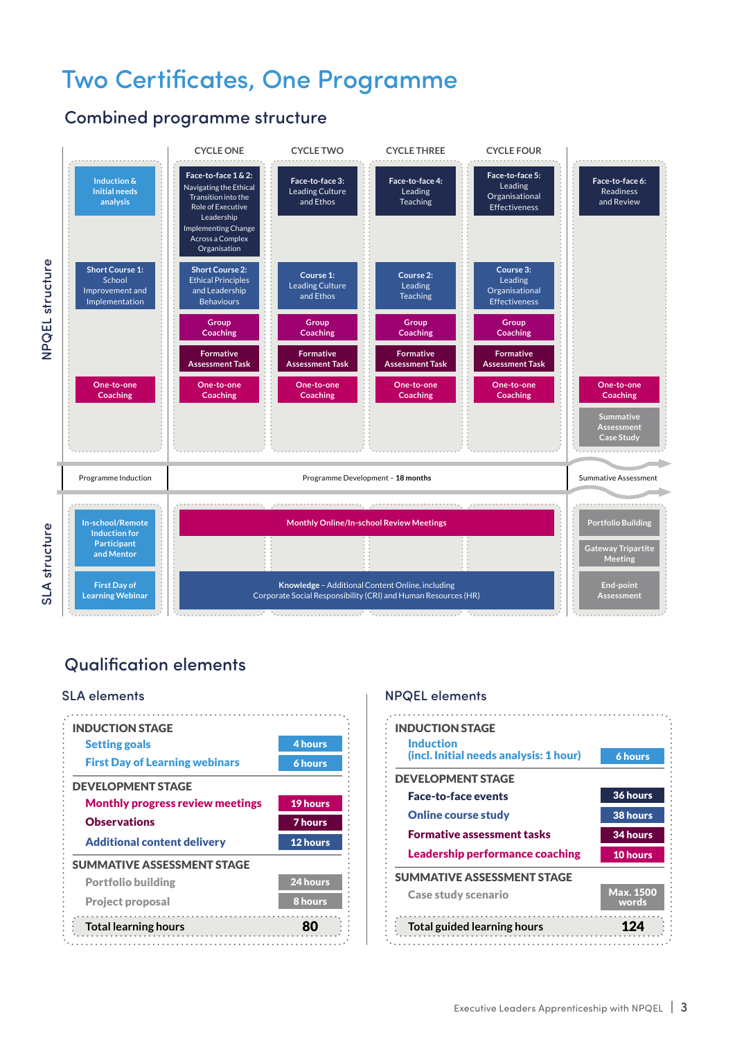# Two Certificates, One Programme

## Combined programme structure

### NPQEL structure

| Programme Induction | Cycle One | Cycle Two | Cycle Three | Cycle Four | Summative Assessment |
|---|---|---|---|---|---|
| Induction & Initial needs analysis | Face-to-face 1 & 2: Navigating the Ethical Transition into the Role of Executive Leadership; Implementing Change Across a Complex Organisation | Face-to-face 3: Leading Culture and Ethos | Face-to-face 4: Leading Teaching | Face-to-face 5: Leading Organisational Effectiveness | Face-to-face 6: Readiness and Review |
| Short Course 1: School Improvement and Implementation | Short Course 2: Ethical Principles and Leadership Behaviours | Course 1: Leading Culture and Ethos | Course 2: Leading Teaching | Course 3: Leading Organisational Effectiveness | |
| | Group Coaching | Group Coaching | Group Coaching | Group Coaching | |
| | Formative Assessment Task | Formative Assessment Task | Formative Assessment Task | Formative Assessment Task | |
| One-to-one Coaching | One-to-one Coaching | One-to-one Coaching | One-to-one Coaching | One-to-one Coaching | One-to-one Coaching |
| | | | | | Summative Assessment Case Study |

Programme Induction | Programme Development – **18 months** | Summative Assessment

### SLA structure

| Programme Induction | Programme Development – 18 months | Summative Assessment |
|---|---|---|
| In-school/Remote Induction for Participant and Mentor | Monthly Online/In-school Review Meetings | Portfolio Building |
| | | Gateway Tripartite Meeting |
| First Day of Learning Webinar | **Knowledge** – Additional Content Online, including Corporate Social Responsibility (CRI) and Human Resources (HR) | End-point Assessment |

## Qualification elements

### SLA elements

| | |
|---|---|
| **INDUCTION STAGE** | |
| Setting goals | 4 hours |
| First Day of Learning webinars | 6 hours |
| **DEVELOPMENT STAGE** | |
| Monthly progress review meetings | 19 hours |
| Observations | 7 hours |
| Additional content delivery | 12 hours |
| **SUMMATIVE ASSESSMENT STAGE** | |
| Portfolio building | 24 hours |
| Project proposal | 8 hours |
| **Total learning hours** | **80** |

### NPQEL elements

| | |
|---|---|
| **INDUCTION STAGE** | |
| Induction (incl. Initial needs analysis: 1 hour) | 6 hours |
| **DEVELOPMENT STAGE** | |
| Face-to-face events | 36 hours |
| Online course study | 38 hours |
| Formative assessment tasks | 34 hours |
| Leadership performance coaching | 10 hours |
| **SUMMATIVE ASSESSMENT STAGE** | |
| Case study scenario | Max. 1500 words |
| **Total guided learning hours** | **124** |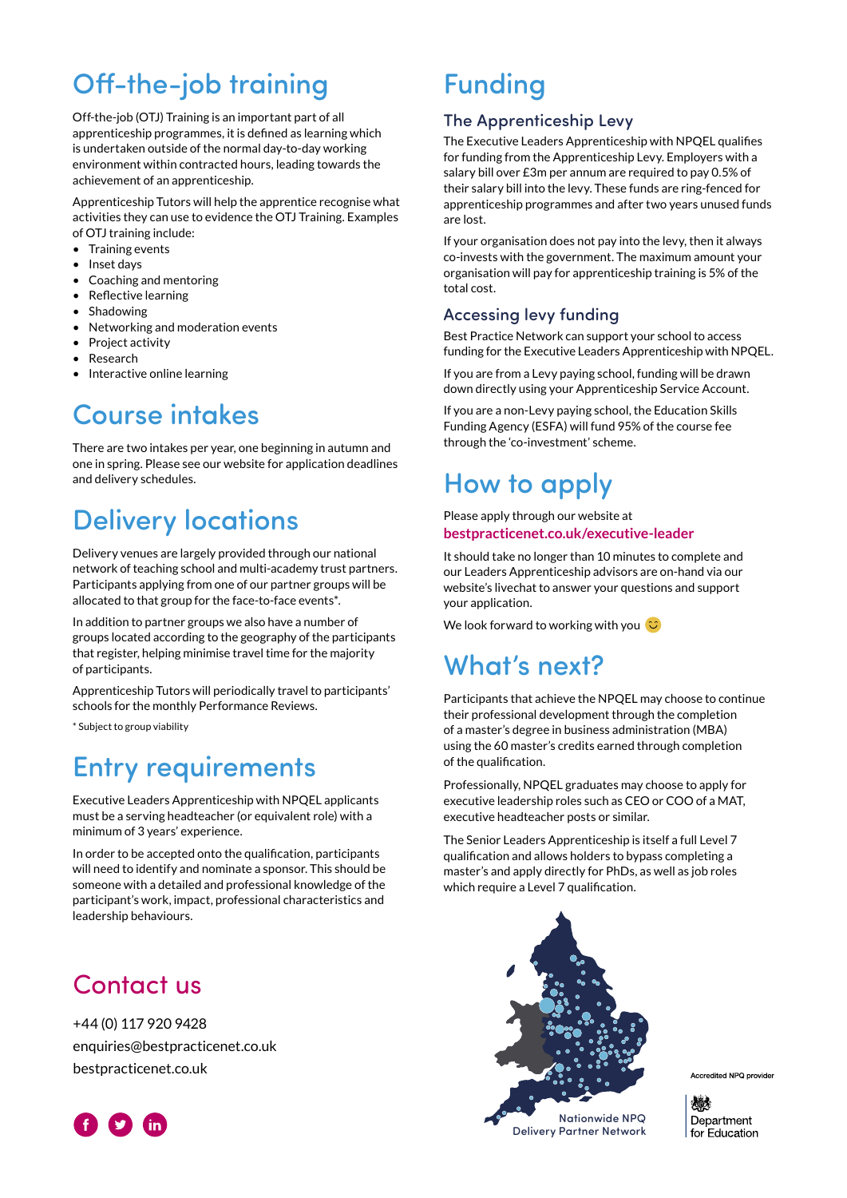# Off-the-job training

Off-the-job (OTJ) Training is an important part of all apprenticeship programmes, it is defined as learning which is undertaken outside of the normal day-to-day working environment within contracted hours, leading towards the achievement of an apprenticeship.

Apprenticeship Tutors will help the apprentice recognise what activities they can use to evidence the OTJ Training. Examples of OTJ training include:

- Training events
- Inset days
- Coaching and mentoring
- Reflective learning
- Shadowing
- Networking and moderation events
- Project activity
- Research
- Interactive online learning

# Course intakes

There are two intakes per year, one beginning in autumn and one in spring. Please see our website for application deadlines and delivery schedules.

# Delivery locations

Delivery venues are largely provided through our national network of teaching school and multi-academy trust partners. Participants applying from one of our partner groups will be allocated to that group for the face-to-face events*.

In addition to partner groups we also have a number of groups located according to the geography of the participants that register, helping minimise travel time for the majority of participants.

Apprenticeship Tutors will periodically travel to participants' schools for the monthly Performance Reviews.

* Subject to group viability

# Entry requirements

Executive Leaders Apprenticeship with NPQEL applicants must be a serving headteacher (or equivalent role) with a minimum of 3 years' experience.

In order to be accepted onto the qualification, participants will need to identify and nominate a sponsor. This should be someone with a detailed and professional knowledge of the participant's work, impact, professional characteristics and leadership behaviours.

# Contact us

+44 (0) 117 920 9428
enquiries@bestpracticenet.co.uk
bestpracticenet.co.uk

# Funding

## The Apprenticeship Levy

The Executive Leaders Apprenticeship with NPQEL qualifies for funding from the Apprenticeship Levy. Employers with a salary bill over £3m per annum are required to pay 0.5% of their salary bill into the levy. These funds are ring-fenced for apprenticeship programmes and after two years unused funds are lost.

If your organisation does not pay into the levy, then it always co-invests with the government. The maximum amount your organisation will pay for apprenticeship training is 5% of the total cost.

## Accessing levy funding

Best Practice Network can support your school to access funding for the Executive Leaders Apprenticeship with NPQEL.

If you are from a Levy paying school, funding will be drawn down directly using your Apprenticeship Service Account.

If you are a non-Levy paying school, the Education Skills Funding Agency (ESFA) will fund 95% of the course fee through the 'co-investment' scheme.

# How to apply

Please apply through our website at
**bestpracticenet.co.uk/executive-leader**

It should take no longer than 10 minutes to complete and our Leaders Apprenticeship advisors are on-hand via our website's livechat to answer your questions and support your application.

We look forward to working with you 😊

# What's next?

Participants that achieve the NPQEL may choose to continue their professional development through the completion of a master's degree in business administration (MBA) using the 60 master's credits earned through completion of the qualification.

Professionally, NPQEL graduates may choose to apply for executive leadership roles such as CEO or COO of a MAT, executive headteacher posts or similar.

The Senior Leaders Apprenticeship is itself a full Level 7 qualification and allows holders to bypass completing a master's and apply directly for PhDs, as well as job roles which require a Level 7 qualification.

Nationwide NPQ Delivery Partner Network

Accredited NPQ provider

Department for Education